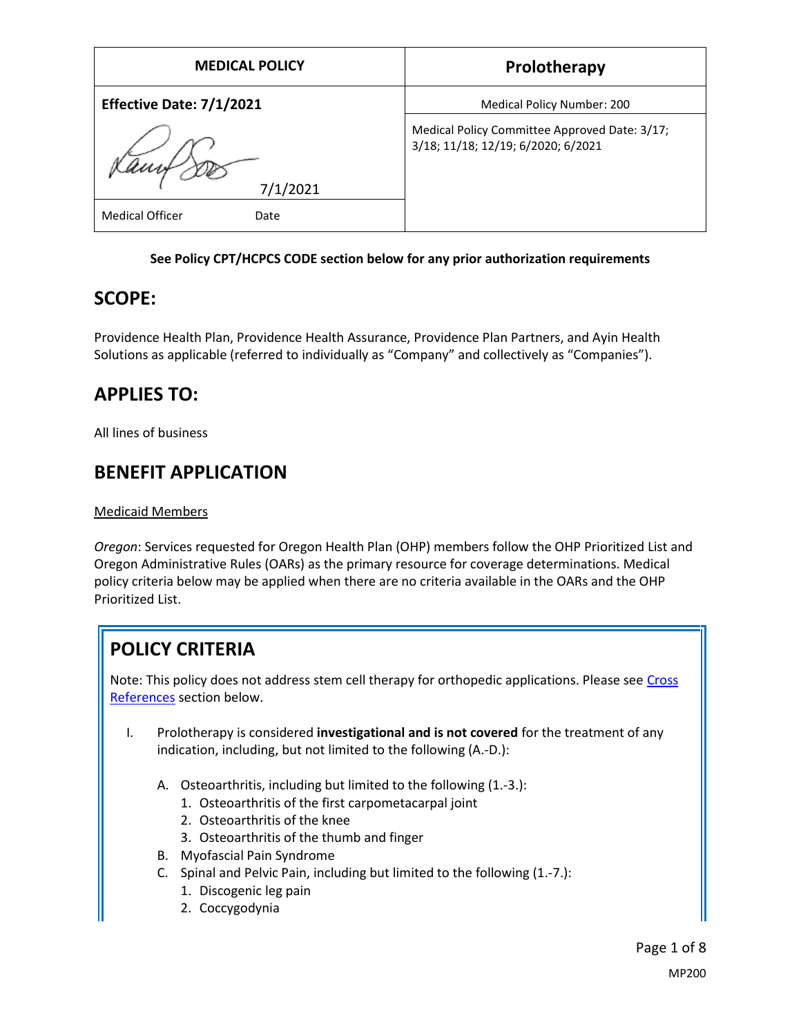| MEDICAL POLICY | Prolotherapy |
|---|---|
| **Effective Date: 7/1/2021** | Medical Policy Number: 200 |
| 7/1/2021 | Medical Policy Committee Approved Date: 3/17; 3/18; 11/18; 12/19; 6/2020; 6/2021 |
| Medical Officer Date | |

**See Policy CPT/HCPCS CODE section below for any prior authorization requirements**

## SCOPE:

Providence Health Plan, Providence Health Assurance, Providence Plan Partners, and Ayin Health Solutions as applicable (referred to individually as "Company" and collectively as "Companies").

## APPLIES TO:

All lines of business

## BENEFIT APPLICATION

Medicaid Members

*Oregon*: Services requested for Oregon Health Plan (OHP) members follow the OHP Prioritized List and Oregon Administrative Rules (OARs) as the primary resource for coverage determinations. Medical policy criteria below may be applied when there are no criteria available in the OARs and the OHP Prioritized List.

## POLICY CRITERIA

Note: This policy does not address stem cell therapy for orthopedic applications. Please see Cross References section below.

I. Prolotherapy is considered **investigational and is not covered** for the treatment of any indication, including, but not limited to the following (A.-D.):

   A. Osteoarthritis, including but limited to the following (1.-3.):
      1. Osteoarthritis of the first carpometacarpal joint
      2. Osteoarthritis of the knee
      3. Osteoarthritis of the thumb and finger
   B. Myofascial Pain Syndrome
   C. Spinal and Pelvic Pain, including but limited to the following (1.-7.):
      1. Discogenic leg pain
      2. Coccygodynia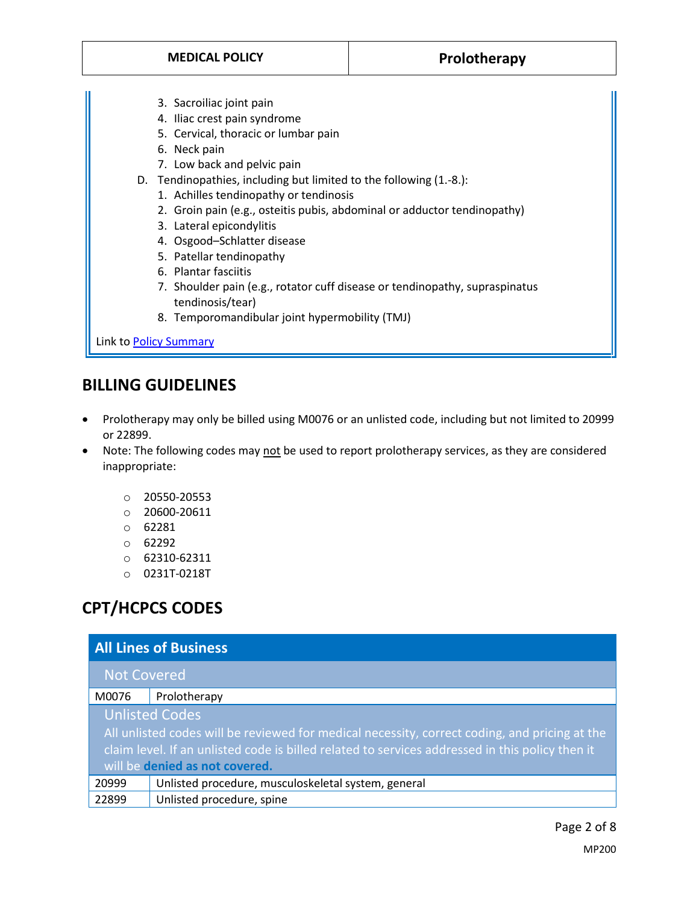3. Sacroiliac joint pain
4. Iliac crest pain syndrome
5. Cervical, thoracic or lumbar pain
6. Neck pain
7. Low back and pelvic pain

D. Tendinopathies, including but limited to the following (1.-8.):
1. Achilles tendinopathy or tendinosis
2. Groin pain (e.g., osteitis pubis, abdominal or adductor tendinopathy)
3. Lateral epicondylitis
4. Osgood–Schlatter disease
5. Patellar tendinopathy
6. Plantar fasciitis
7. Shoulder pain (e.g., rotator cuff disease or tendinopathy, supraspinatus tendinosis/tear)
8. Temporomandibular joint hypermobility (TMJ)

Link to Policy Summary

## BILLING GUIDELINES

- Prolotherapy may only be billed using M0076 or an unlisted code, including but not limited to 20999 or 22899.
- Note: The following codes may not be used to report prolotherapy services, as they are considered inappropriate:
  - 20550-20553
  - 20600-20611
  - 62281
  - 62292
  - 62310-62311
  - 0231T-0218T

## CPT/HCPCS CODES

| All Lines of Business | |
|---|---|
| **Not Covered** | |
| M0076 | Prolotherapy |
| **Unlisted Codes**<br>All unlisted codes will be reviewed for medical necessity, correct coding, and pricing at the claim level. If an unlisted code is billed related to services addressed in this policy then it will be **denied as not covered.** | |
| 20999 | Unlisted procedure, musculoskeletal system, general |
| 22899 | Unlisted procedure, spine |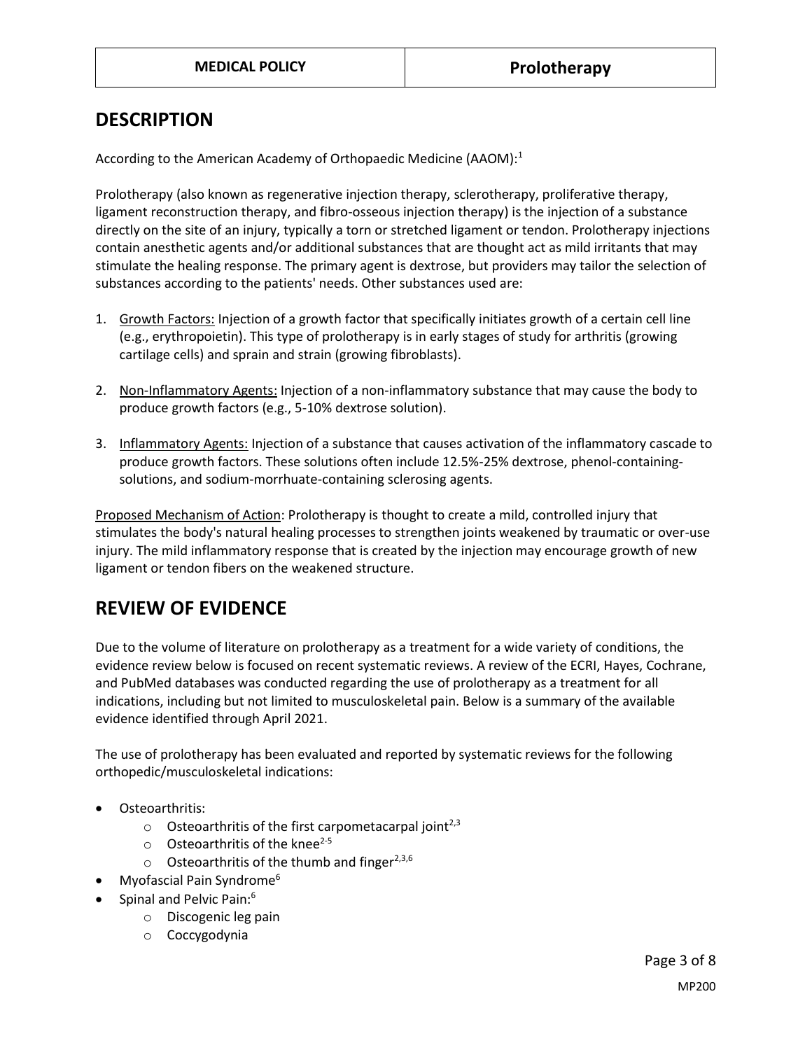## DESCRIPTION

According to the American Academy of Orthopaedic Medicine (AAOM):[1]

Prolotherapy (also known as regenerative injection therapy, sclerotherapy, proliferative therapy, ligament reconstruction therapy, and fibro-osseous injection therapy) is the injection of a substance directly on the site of an injury, typically a torn or stretched ligament or tendon. Prolotherapy injections contain anesthetic agents and/or additional substances that are thought act as mild irritants that may stimulate the healing response. The primary agent is dextrose, but providers may tailor the selection of substances according to the patients' needs. Other substances used are:

1. Growth Factors: Injection of a growth factor that specifically initiates growth of a certain cell line (e.g., erythropoietin). This type of prolotherapy is in early stages of study for arthritis (growing cartilage cells) and sprain and strain (growing fibroblasts).
2. Non-Inflammatory Agents: Injection of a non-inflammatory substance that may cause the body to produce growth factors (e.g., 5-10% dextrose solution).
3. Inflammatory Agents: Injection of a substance that causes activation of the inflammatory cascade to produce growth factors. These solutions often include 12.5%-25% dextrose, phenol-containing-solutions, and sodium-morrhuate-containing sclerosing agents.

Proposed Mechanism of Action: Prolotherapy is thought to create a mild, controlled injury that stimulates the body's natural healing processes to strengthen joints weakened by traumatic or over-use injury. The mild inflammatory response that is created by the injection may encourage growth of new ligament or tendon fibers on the weakened structure.

## REVIEW OF EVIDENCE

Due to the volume of literature on prolotherapy as a treatment for a wide variety of conditions, the evidence review below is focused on recent systematic reviews. A review of the ECRI, Hayes, Cochrane, and PubMed databases was conducted regarding the use of prolotherapy as a treatment for all indications, including but not limited to musculoskeletal pain. Below is a summary of the available evidence identified through April 2021.

The use of prolotherapy has been evaluated and reported by systematic reviews for the following orthopedic/musculoskeletal indications:

- Osteoarthritis:
  - Osteoarthritis of the first carpometacarpal joint[2,3]
  - Osteoarthritis of the knee[2-5]
  - Osteoarthritis of the thumb and finger[2,3,6]
- Myofascial Pain Syndrome[6]
- Spinal and Pelvic Pain:[6]
  - Discogenic leg pain
  - Coccygodynia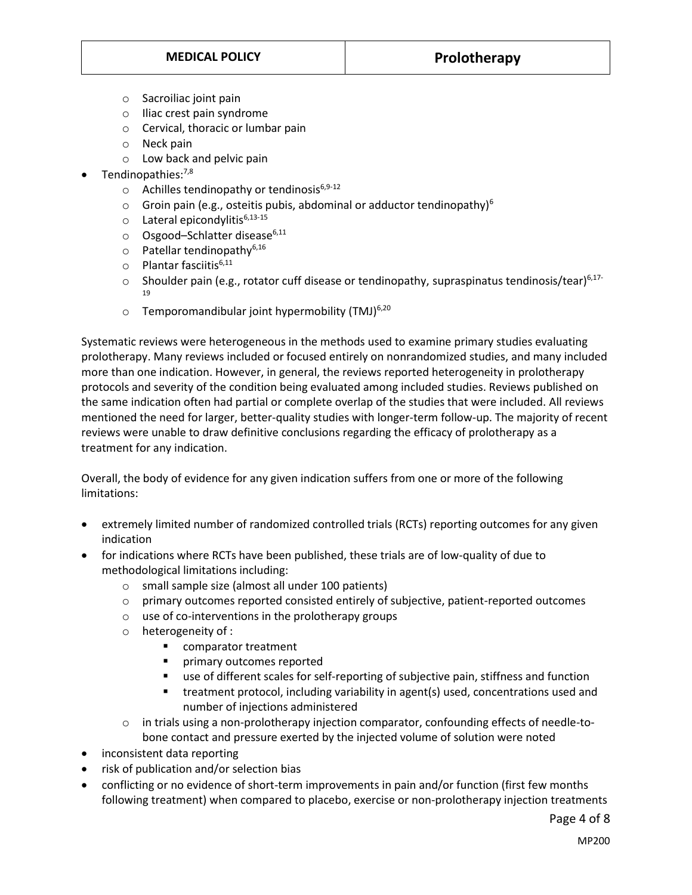- Sacroiliac joint pain
    - Iliac crest pain syndrome
    - Cervical, thoracic or lumbar pain
    - Neck pain
    - Low back and pelvic pain
- Tendinopathies:[7,8]
    - Achilles tendinopathy or tendinosis[6,9-12]
    - Groin pain (e.g., osteitis pubis, abdominal or adductor tendinopathy)[6]
    - Lateral epicondylitis[6,13-15]
    - Osgood–Schlatter disease[6,11]
    - Patellar tendinopathy[6,16]
    - Plantar fasciitis[6,11]
    - Shoulder pain (e.g., rotator cuff disease or tendinopathy, supraspinatus tendinosis/tear)[6,17-19]
    - Temporomandibular joint hypermobility (TMJ)[6,20]

Systematic reviews were heterogeneous in the methods used to examine primary studies evaluating prolotherapy. Many reviews included or focused entirely on nonrandomized studies, and many included more than one indication. However, in general, the reviews reported heterogeneity in prolotherapy protocols and severity of the condition being evaluated among included studies. Reviews published on the same indication often had partial or complete overlap of the studies that were included. All reviews mentioned the need for larger, better-quality studies with longer-term follow-up. The majority of recent reviews were unable to draw definitive conclusions regarding the efficacy of prolotherapy as a treatment for any indication.

Overall, the body of evidence for any given indication suffers from one or more of the following limitations:

- extremely limited number of randomized controlled trials (RCTs) reporting outcomes for any given indication
- for indications where RCTs have been published, these trials are of low-quality of due to methodological limitations including:
    - small sample size (almost all under 100 patients)
    - primary outcomes reported consisted entirely of subjective, patient-reported outcomes
    - use of co-interventions in the prolotherapy groups
    - heterogeneity of :
        - comparator treatment
        - primary outcomes reported
        - use of different scales for self-reporting of subjective pain, stiffness and function
        - treatment protocol, including variability in agent(s) used, concentrations used and number of injections administered
    - in trials using a non-prolotherapy injection comparator, confounding effects of needle-to-bone contact and pressure exerted by the injected volume of solution were noted
- inconsistent data reporting
- risk of publication and/or selection bias
- conflicting or no evidence of short-term improvements in pain and/or function (first few months following treatment) when compared to placebo, exercise or non-prolotherapy injection treatments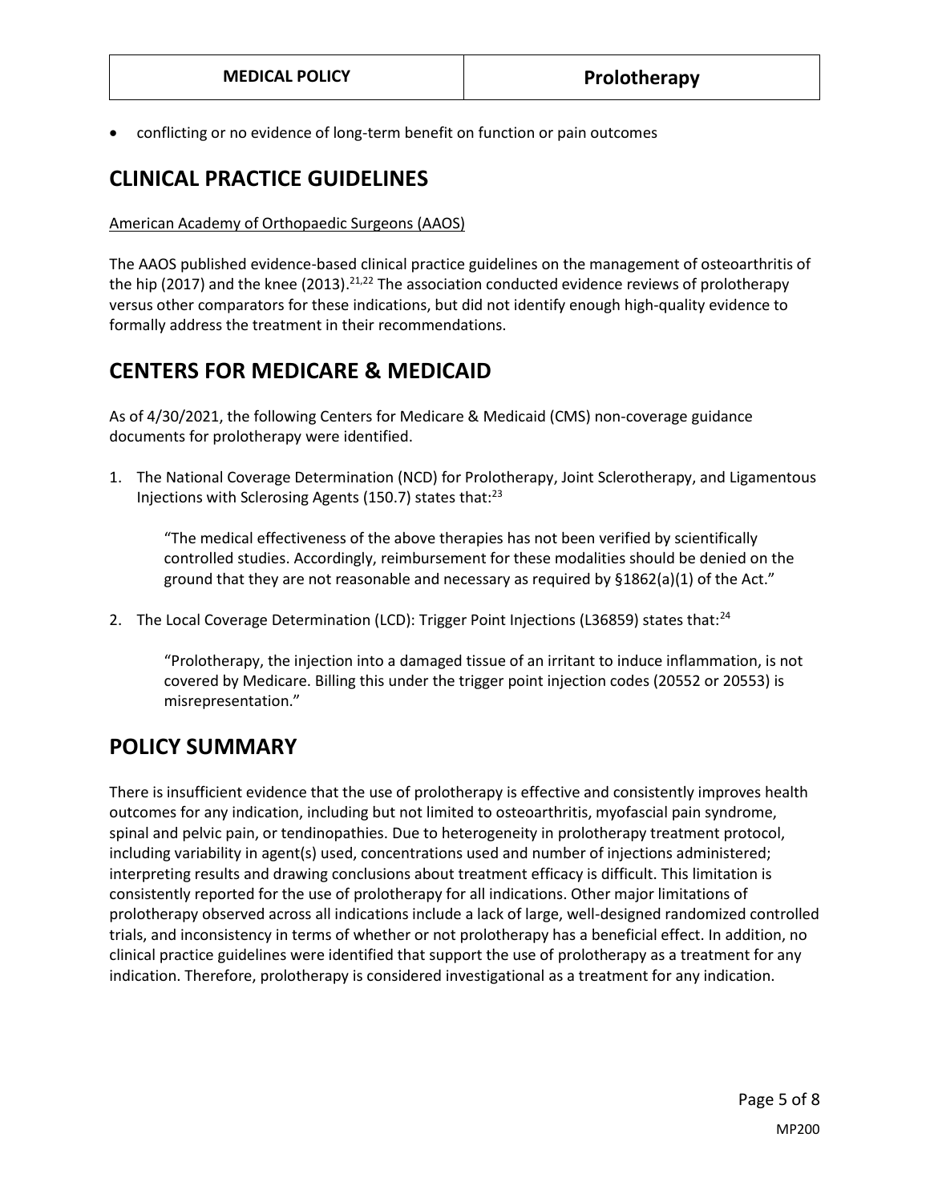- conflicting or no evidence of long-term benefit on function or pain outcomes

# CLINICAL PRACTICE GUIDELINES

American Academy of Orthopaedic Surgeons (AAOS)

The AAOS published evidence-based clinical practice guidelines on the management of osteoarthritis of the hip (2017) and the knee (2013).[21,22] The association conducted evidence reviews of prolotherapy versus other comparators for these indications, but did not identify enough high-quality evidence to formally address the treatment in their recommendations.

# CENTERS FOR MEDICARE & MEDICAID

As of 4/30/2021, the following Centers for Medicare & Medicaid (CMS) non-coverage guidance documents for prolotherapy were identified.

1. The National Coverage Determination (NCD) for Prolotherapy, Joint Sclerotherapy, and Ligamentous Injections with Sclerosing Agents (150.7) states that:[23]

   > "The medical effectiveness of the above therapies has not been verified by scientifically controlled studies. Accordingly, reimbursement for these modalities should be denied on the ground that they are not reasonable and necessary as required by §1862(a)(1) of the Act."

2. The Local Coverage Determination (LCD): Trigger Point Injections (L36859) states that:[24]

   > "Prolotherapy, the injection into a damaged tissue of an irritant to induce inflammation, is not covered by Medicare. Billing this under the trigger point injection codes (20552 or 20553) is misrepresentation."

# POLICY SUMMARY

There is insufficient evidence that the use of prolotherapy is effective and consistently improves health outcomes for any indication, including but not limited to osteoarthritis, myofascial pain syndrome, spinal and pelvic pain, or tendinopathies. Due to heterogeneity in prolotherapy treatment protocol, including variability in agent(s) used, concentrations used and number of injections administered; interpreting results and drawing conclusions about treatment efficacy is difficult. This limitation is consistently reported for the use of prolotherapy for all indications. Other major limitations of prolotherapy observed across all indications include a lack of large, well-designed randomized controlled trials, and inconsistency in terms of whether or not prolotherapy has a beneficial effect. In addition, no clinical practice guidelines were identified that support the use of prolotherapy as a treatment for any indication. Therefore, prolotherapy is considered investigational as a treatment for any indication.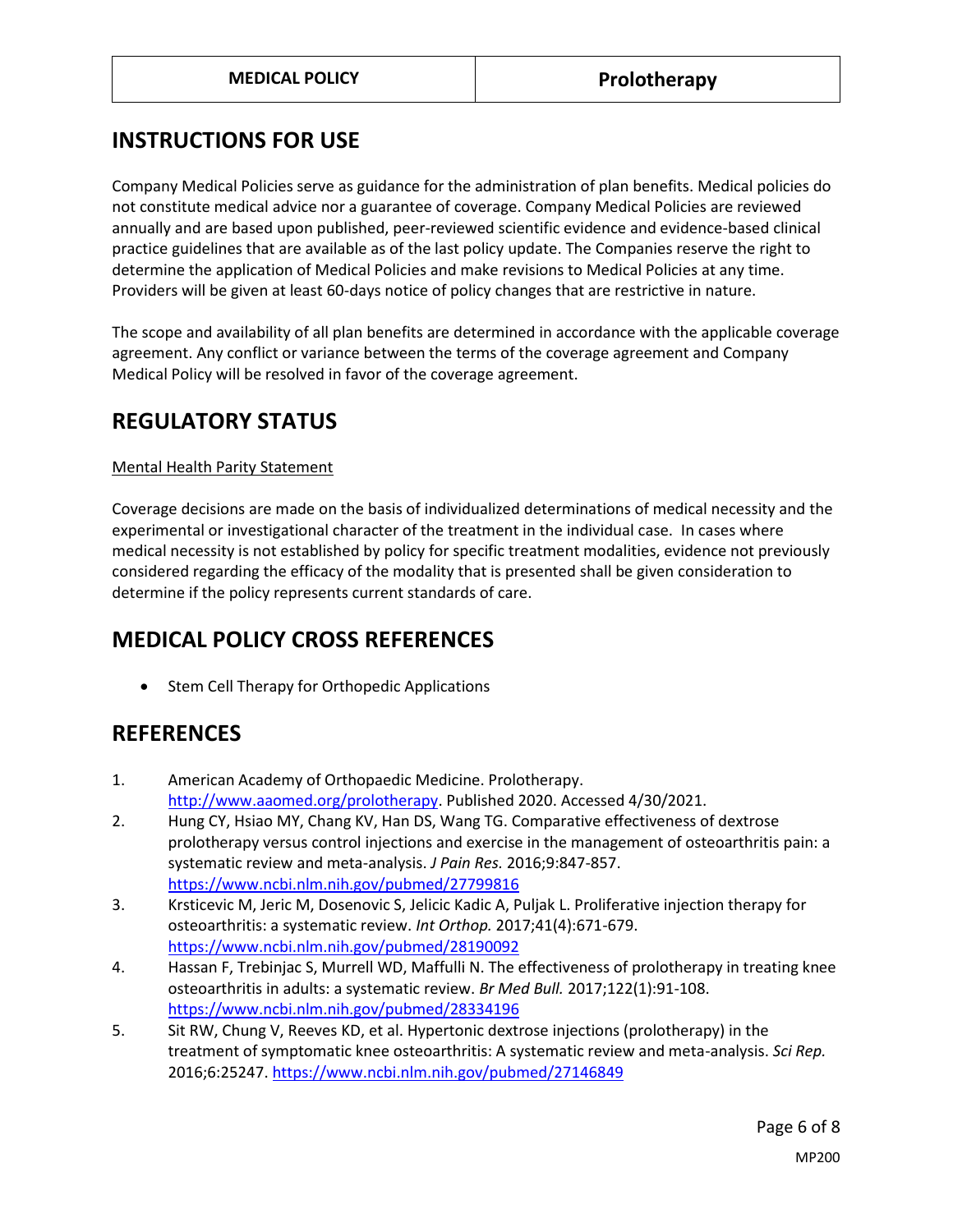## INSTRUCTIONS FOR USE

Company Medical Policies serve as guidance for the administration of plan benefits. Medical policies do not constitute medical advice nor a guarantee of coverage. Company Medical Policies are reviewed annually and are based upon published, peer-reviewed scientific evidence and evidence-based clinical practice guidelines that are available as of the last policy update. The Companies reserve the right to determine the application of Medical Policies and make revisions to Medical Policies at any time. Providers will be given at least 60-days notice of policy changes that are restrictive in nature.

The scope and availability of all plan benefits are determined in accordance with the applicable coverage agreement. Any conflict or variance between the terms of the coverage agreement and Company Medical Policy will be resolved in favor of the coverage agreement.

## REGULATORY STATUS

Mental Health Parity Statement

Coverage decisions are made on the basis of individualized determinations of medical necessity and the experimental or investigational character of the treatment in the individual case. In cases where medical necessity is not established by policy for specific treatment modalities, evidence not previously considered regarding the efficacy of the modality that is presented shall be given consideration to determine if the policy represents current standards of care.

## MEDICAL POLICY CROSS REFERENCES

- Stem Cell Therapy for Orthopedic Applications

## REFERENCES

1. American Academy of Orthopaedic Medicine. Prolotherapy. http://www.aaomed.org/prolotherapy. Published 2020. Accessed 4/30/2021.
2. Hung CY, Hsiao MY, Chang KV, Han DS, Wang TG. Comparative effectiveness of dextrose prolotherapy versus control injections and exercise in the management of osteoarthritis pain: a systematic review and meta-analysis. *J Pain Res.* 2016;9:847-857. https://www.ncbi.nlm.nih.gov/pubmed/27799816
3. Krsticevic M, Jeric M, Dosenovic S, Jelicic Kadic A, Puljak L. Proliferative injection therapy for osteoarthritis: a systematic review. *Int Orthop.* 2017;41(4):671-679. https://www.ncbi.nlm.nih.gov/pubmed/28190092
4. Hassan F, Trebinjac S, Murrell WD, Maffulli N. The effectiveness of prolotherapy in treating knee osteoarthritis in adults: a systematic review. *Br Med Bull.* 2017;122(1):91-108. https://www.ncbi.nlm.nih.gov/pubmed/28334196
5. Sit RW, Chung V, Reeves KD, et al. Hypertonic dextrose injections (prolotherapy) in the treatment of symptomatic knee osteoarthritis: A systematic review and meta-analysis. *Sci Rep.* 2016;6:25247. https://www.ncbi.nlm.nih.gov/pubmed/27146849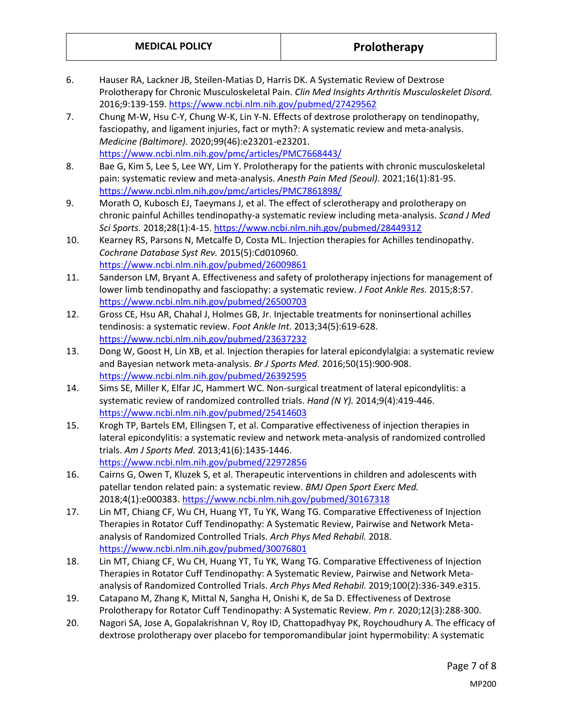6. Hauser RA, Lackner JB, Steilen-Matias D, Harris DK. A Systematic Review of Dextrose Prolotherapy for Chronic Musculoskeletal Pain. *Clin Med Insights Arthritis Musculoskelet Disord.* 2016;9:139-159. https://www.ncbi.nlm.nih.gov/pubmed/27429562
7. Chung M-W, Hsu C-Y, Chung W-K, Lin Y-N. Effects of dextrose prolotherapy on tendinopathy, fasciopathy, and ligament injuries, fact or myth?: A systematic review and meta-analysis. *Medicine (Baltimore).* 2020;99(46):e23201-e23201. https://www.ncbi.nlm.nih.gov/pmc/articles/PMC7668443/
8. Bae G, Kim S, Lee S, Lee WY, Lim Y. Prolotherapy for the patients with chronic musculoskeletal pain: systematic review and meta-analysis. *Anesth Pain Med (Seoul).* 2021;16(1):81-95. https://www.ncbi.nlm.nih.gov/pmc/articles/PMC7861898/
9. Morath O, Kubosch EJ, Taeymans J, et al. The effect of sclerotherapy and prolotherapy on chronic painful Achilles tendinopathy-a systematic review including meta-analysis. *Scand J Med Sci Sports.* 2018;28(1):4-15. https://www.ncbi.nlm.nih.gov/pubmed/28449312
10. Kearney RS, Parsons N, Metcalfe D, Costa ML. Injection therapies for Achilles tendinopathy. *Cochrane Database Syst Rev.* 2015(5):Cd010960. https://www.ncbi.nlm.nih.gov/pubmed/26009861
11. Sanderson LM, Bryant A. Effectiveness and safety of prolotherapy injections for management of lower limb tendinopathy and fasciopathy: a systematic review. *J Foot Ankle Res.* 2015;8:57. https://www.ncbi.nlm.nih.gov/pubmed/26500703
12. Gross CE, Hsu AR, Chahal J, Holmes GB, Jr. Injectable treatments for noninsertional achilles tendinosis: a systematic review. *Foot Ankle Int.* 2013;34(5):619-628. https://www.ncbi.nlm.nih.gov/pubmed/23637232
13. Dong W, Goost H, Lin XB, et al. Injection therapies for lateral epicondylalgia: a systematic review and Bayesian network meta-analysis. *Br J Sports Med.* 2016;50(15):900-908. https://www.ncbi.nlm.nih.gov/pubmed/26392595
14. Sims SE, Miller K, Elfar JC, Hammert WC. Non-surgical treatment of lateral epicondylitis: a systematic review of randomized controlled trials. *Hand (N Y).* 2014;9(4):419-446. https://www.ncbi.nlm.nih.gov/pubmed/25414603
15. Krogh TP, Bartels EM, Ellingsen T, et al. Comparative effectiveness of injection therapies in lateral epicondylitis: a systematic review and network meta-analysis of randomized controlled trials. *Am J Sports Med.* 2013;41(6):1435-1446. https://www.ncbi.nlm.nih.gov/pubmed/22972856
16. Cairns G, Owen T, Kluzek S, et al. Therapeutic interventions in children and adolescents with patellar tendon related pain: a systematic review. *BMJ Open Sport Exerc Med.* 2018;4(1):e000383. https://www.ncbi.nlm.nih.gov/pubmed/30167318
17. Lin MT, Chiang CF, Wu CH, Huang YT, Tu YK, Wang TG. Comparative Effectiveness of Injection Therapies in Rotator Cuff Tendinopathy: A Systematic Review, Pairwise and Network Meta-analysis of Randomized Controlled Trials. *Arch Phys Med Rehabil.* 2018. https://www.ncbi.nlm.nih.gov/pubmed/30076801
18. Lin MT, Chiang CF, Wu CH, Huang YT, Tu YK, Wang TG. Comparative Effectiveness of Injection Therapies in Rotator Cuff Tendinopathy: A Systematic Review, Pairwise and Network Meta-analysis of Randomized Controlled Trials. *Arch Phys Med Rehabil.* 2019;100(2):336-349.e315.
19. Catapano M, Zhang K, Mittal N, Sangha H, Onishi K, de Sa D. Effectiveness of Dextrose Prolotherapy for Rotator Cuff Tendinopathy: A Systematic Review. *Pm r.* 2020;12(3):288-300.
20. Nagori SA, Jose A, Gopalakrishnan V, Roy ID, Chattopadhyay PK, Roychoudhury A. The efficacy of dextrose prolotherapy over placebo for temporomandibular joint hypermobility: A systematic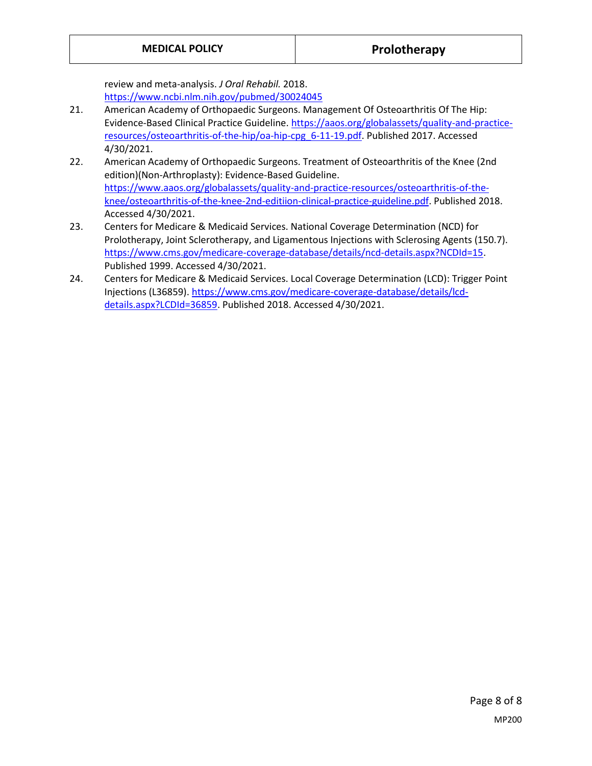review and meta-analysis. *J Oral Rehabil.* 2018. https://www.ncbi.nlm.nih.gov/pubmed/30024045

21. American Academy of Orthopaedic Surgeons. Management Of Osteoarthritis Of The Hip: Evidence-Based Clinical Practice Guideline. https://aaos.org/globalassets/quality-and-practice-resources/osteoarthritis-of-the-hip/oa-hip-cpg_6-11-19.pdf. Published 2017. Accessed 4/30/2021.
22. American Academy of Orthopaedic Surgeons. Treatment of Osteoarthritis of the Knee (2nd edition)(Non-Arthroplasty): Evidence-Based Guideline. https://www.aaos.org/globalassets/quality-and-practice-resources/osteoarthritis-of-the-knee/osteoarthritis-of-the-knee-2nd-editiion-clinical-practice-guideline.pdf. Published 2018. Accessed 4/30/2021.
23. Centers for Medicare & Medicaid Services. National Coverage Determination (NCD) for Prolotherapy, Joint Sclerotherapy, and Ligamentous Injections with Sclerosing Agents (150.7). https://www.cms.gov/medicare-coverage-database/details/ncd-details.aspx?NCDId=15. Published 1999. Accessed 4/30/2021.
24. Centers for Medicare & Medicaid Services. Local Coverage Determination (LCD): Trigger Point Injections (L36859). https://www.cms.gov/medicare-coverage-database/details/lcd-details.aspx?LCDId=36859. Published 2018. Accessed 4/30/2021.